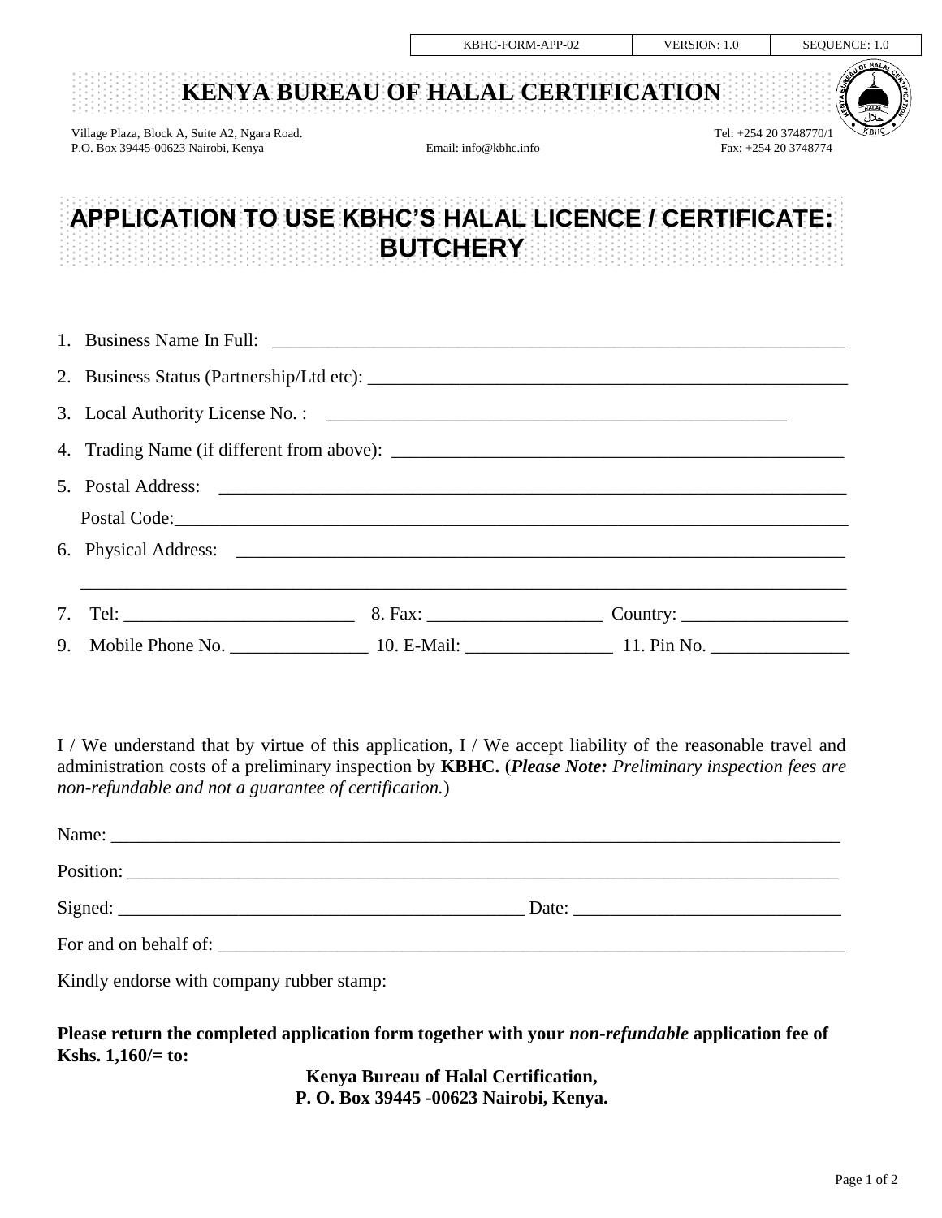| KBHC-FORM-APP-02 | VERSION: 1.0 | SEQUENCE: 1.0 |
|---|---|---|

# KENYA BUREAU OF HALAL CERTIFICATION

Village Plaza, Block A, Suite A2, Ngara Road.
P.O. Box 39445-00623 Nairobi, Kenya

Email: info@kbhc.info

Tel: +254 20 3748770/1
Fax: +254 20 3748774

## APPLICATION TO USE KBHC'S HALAL LICENCE / CERTIFICATE: BUTCHERY

1. Business Name In Full: ____________________________________________________________
2. Business Status (Partnership/Ltd etc): ______________________________________________
3. Local Authority License No. : ______________________________________________
4. Trading Name (if different from above): ______________________________________________
5. Postal Address: ______________________________________________________________

   Postal Code:____________________________________________________________________
6. Physical Address: ____________________________________________________________

   ________________________________________________________________________________
7. Tel: ________________________ 8. Fax: __________________ Country: __________________
9. Mobile Phone No. _______________ 10. E-Mail: ________________ 11. Pin No. _______________

I / We understand that by virtue of this application, I / We accept liability of the reasonable travel and administration costs of a preliminary inspection by **KBHC.** (***Please Note:*** *Preliminary inspection fees are non-refundable and not a guarantee of certification.*)

Name: ________________________________________________________________________________

Position: ______________________________________________________________________________

Signed: ____________________________________________ Date: _____________________________

For and on behalf of: ______________________________________________________________________

Kindly endorse with company rubber stamp:

**Please return the completed application form together with your *non-refundable* application fee of Kshs. 1,160/= to:**

**Kenya Bureau of Halal Certification,**
**P. O. Box 39445 -00623 Nairobi, Kenya.**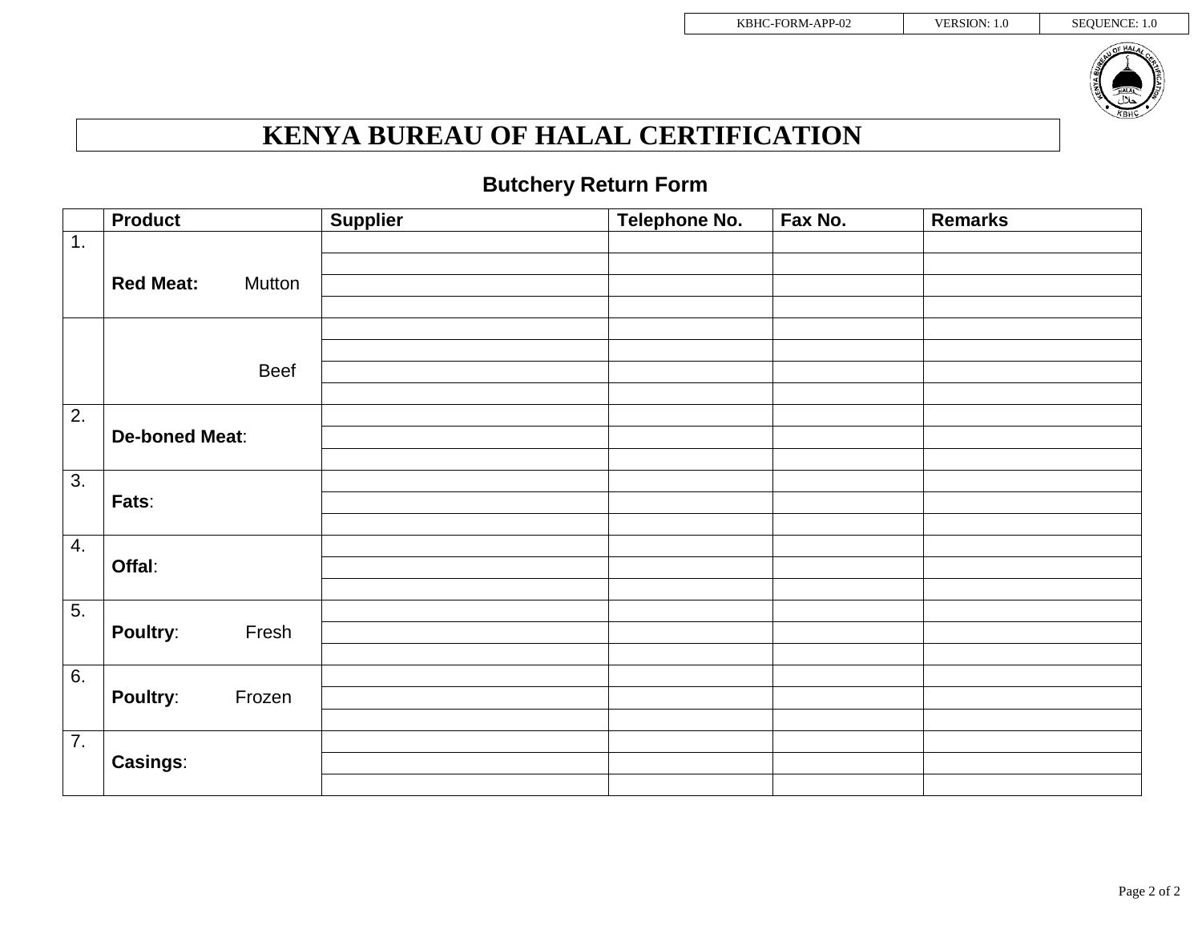| KBHC-FORM-APP-02 | VERSION: 1.0 | SEQUENCE: 1.0 |
|---|---|---|

# KENYA BUREAU OF HALAL CERTIFICATION

## Butchery Return Form

| | Product | Supplier | Telephone No. | Fax No. | Remarks |
|---|---|---|---|---|---|
| 1. | **Red Meat:** Mutton | | | | |
| | | | | | |
| | | | | | |
| | | | | | |
| | Beef | | | | |
| | | | | | |
| | | | | | |
| | | | | | |
| 2. | **De-boned Meat**: | | | | |
| | | | | | |
| | | | | | |
| 3. | **Fats**: | | | | |
| | | | | | |
| | | | | | |
| 4. | **Offal**: | | | | |
| | | | | | |
| | | | | | |
| 5. | **Poultry**: Fresh | | | | |
| | | | | | |
| | | | | | |
| 6. | **Poultry**: Frozen | | | | |
| | | | | | |
| | | | | | |
| 7. | **Casings**: | | | | |
| | | | | | |
| | | | | | |